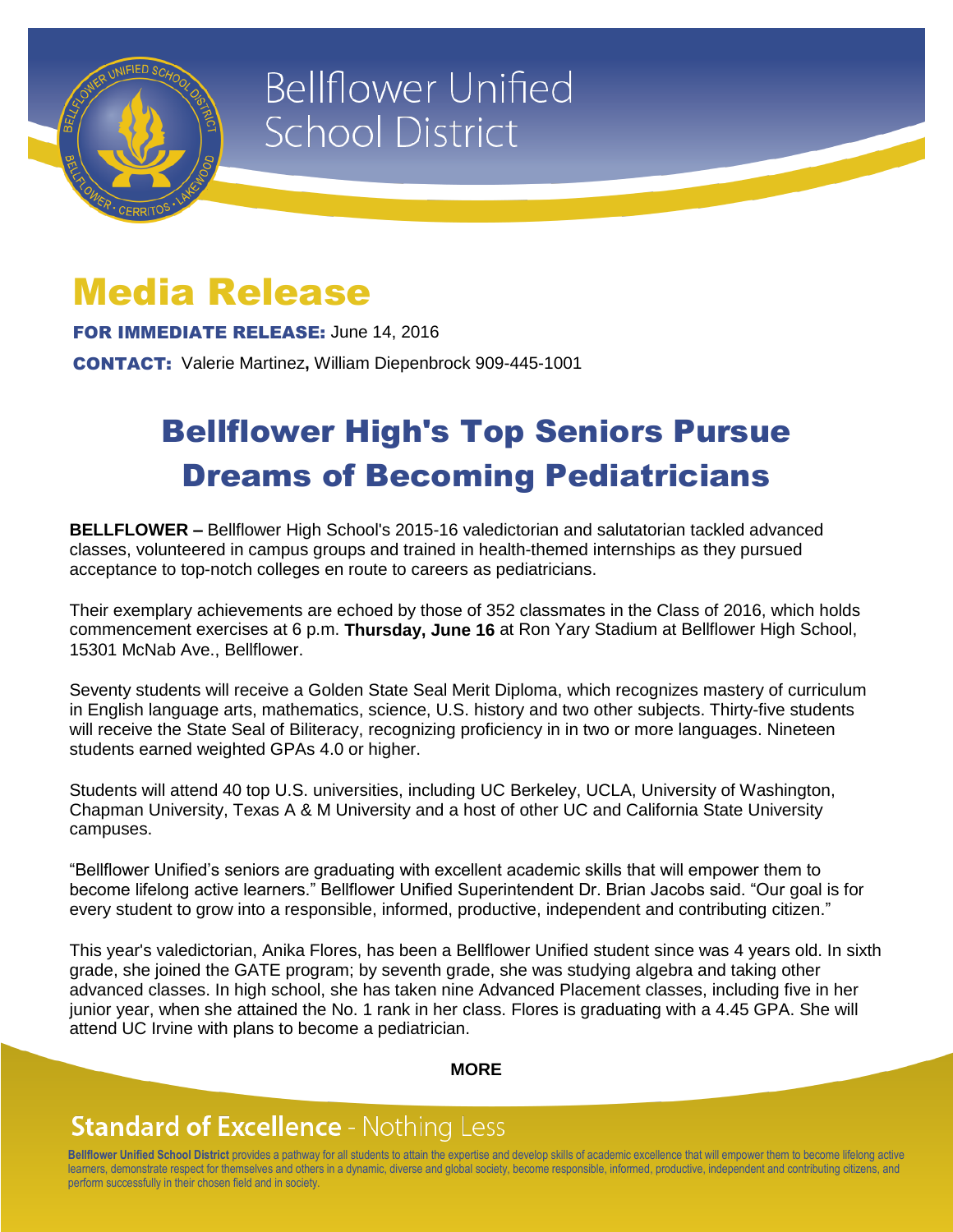# Bellflower Unified School District

# Media Release

**FOR IMMEDIATE RELEASE:** June 14, 2016

**CONTACT:** Valerie Martinez**,** William Diepenbrock 909-445-1001

## Bellflower High's Top Seniors Pursue Dreams of Becoming Pediatricians

**BELLFLOWER –** Bellflower High School's 2015-16 valedictorian and salutatorian tackled advanced classes, volunteered in campus groups and trained in health-themed internships as they pursued acceptance to top-notch colleges en route to careers as pediatricians.

Their exemplary achievements are echoed by those of 352 classmates in the Class of 2016, which holds commencement exercises at 6 p.m. **Thursday, June 16** at Ron Yary Stadium at Bellflower High School, 15301 McNab Ave., Bellflower.

Seventy students will receive a Golden State Seal Merit Diploma, which recognizes mastery of curriculum in English language arts, mathematics, science, U.S. history and two other subjects. Thirty-five students will receive the State Seal of Biliteracy, recognizing proficiency in in two or more languages. Nineteen students earned weighted GPAs 4.0 or higher.

Students will attend 40 top U.S. universities, including UC Berkeley, UCLA, University of Washington, Chapman University, Texas A & M University and a host of other UC and California State University campuses.

"Bellflower Unified's seniors are graduating with excellent academic skills that will empower them to become lifelong active learners." Bellflower Unified Superintendent Dr. Brian Jacobs said. "Our goal is for every student to grow into a responsible, informed, productive, independent and contributing citizen."

This year's valedictorian, Anika Flores, has been a Bellflower Unified student since was 4 years old. In sixth grade, she joined the GATE program; by seventh grade, she was studying algebra and taking other advanced classes. In high school, she has taken nine Advanced Placement classes, including five in her junior year, when she attained the No. 1 rank in her class. Flores is graduating with a 4.45 GPA. She will attend UC Irvine with plans to become a pediatrician.

**MORE**

**Standard of Excellence** - Nothing Less

**Bellflower Unified School District** provides a pathway for all students to attain the expertise and develop skills of academic excellence that will empower them to become lifelong active learners, demonstrate respect for themselves and others in a dynamic, diverse and global society, become responsible, informed, productive, independent and contributing citizens, and perform successfully in their chosen field and in society.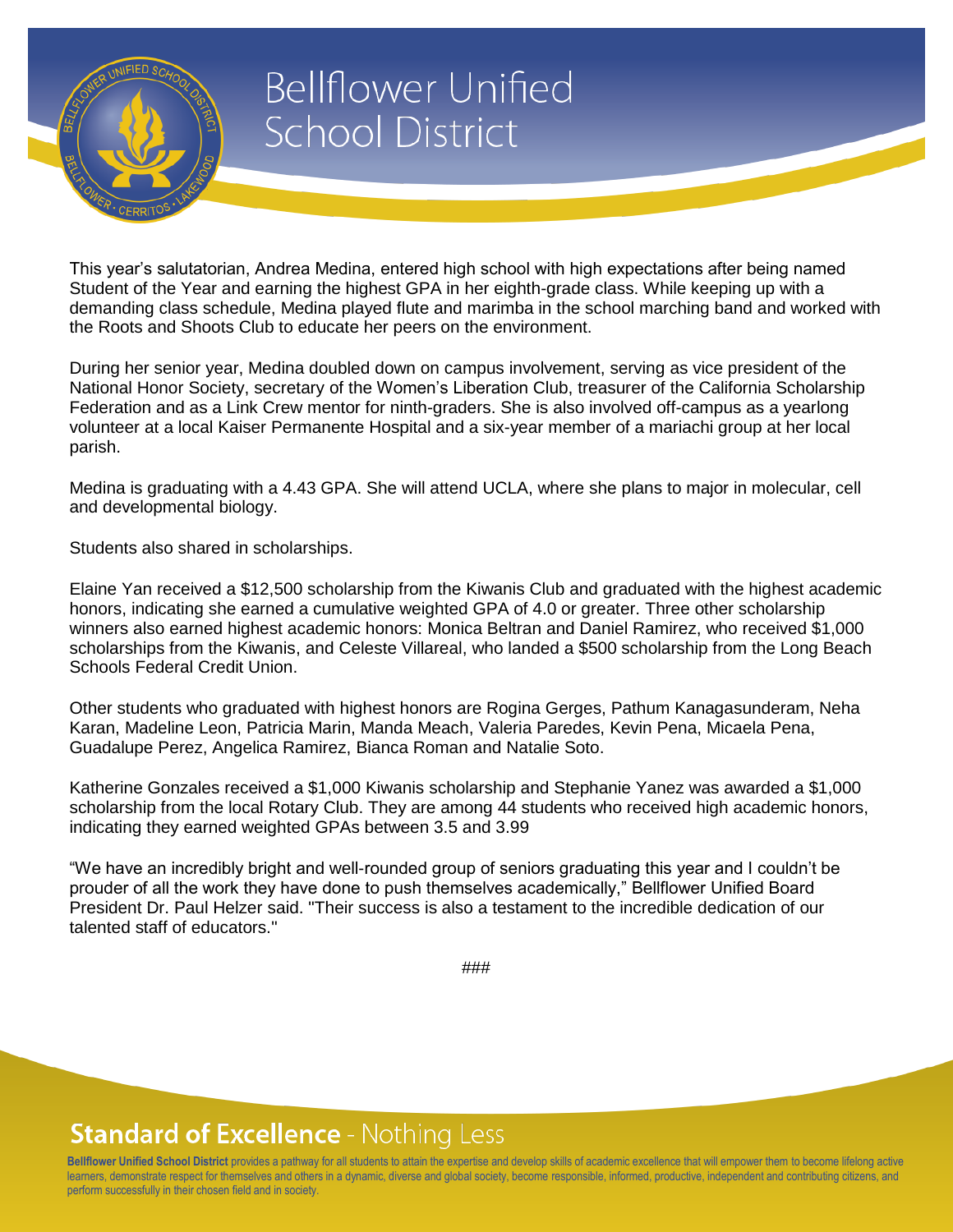This year's salutatorian, Andrea Medina, entered high school with high expectations after being named Student of the Year and earning the highest GPA in her eighth-grade class. While keeping up with a demanding class schedule, Medina played flute and marimba in the school marching band and worked with the Roots and Shoots Club to educate her peers on the environment.

During her senior year, Medina doubled down on campus involvement, serving as vice president of the National Honor Society, secretary of the Women's Liberation Club, treasurer of the California Scholarship Federation and as a Link Crew mentor for ninth-graders. She is also involved off-campus as a yearlong volunteer at a local Kaiser Permanente Hospital and a six-year member of a mariachi group at her local parish.

Medina is graduating with a 4.43 GPA. She will attend UCLA, where she plans to major in molecular, cell and developmental biology.

Students also shared in scholarships.

Elaine Yan received a $12,500 scholarship from the Kiwanis Club and graduated with the highest academic honors, indicating she earned a cumulative weighted GPA of 4.0 or greater. Three other scholarship winners also earned highest academic honors: Monica Beltran and Daniel Ramirez, who received $1,000 scholarships from the Kiwanis, and Celeste Villareal, who landed a $500 scholarship from the Long Beach Schools Federal Credit Union.

Other students who graduated with highest honors are Rogina Gerges, Pathum Kanagasunderam, Neha Karan, Madeline Leon, Patricia Marin, Manda Meach, Valeria Paredes, Kevin Pena, Micaela Pena, Guadalupe Perez, Angelica Ramirez, Bianca Roman and Natalie Soto.

Katherine Gonzales received a $1,000 Kiwanis scholarship and Stephanie Yanez was awarded a $1,000 scholarship from the local Rotary Club. They are among 44 students who received high academic honors, indicating they earned weighted GPAs between 3.5 and 3.99

"We have an incredibly bright and well-rounded group of seniors graduating this year and I couldn't be prouder of all the work they have done to push themselves academically," Bellflower Unified Board President Dr. Paul Helzer said. "Their success is also a testament to the incredible dedication of our talented staff of educators."

###